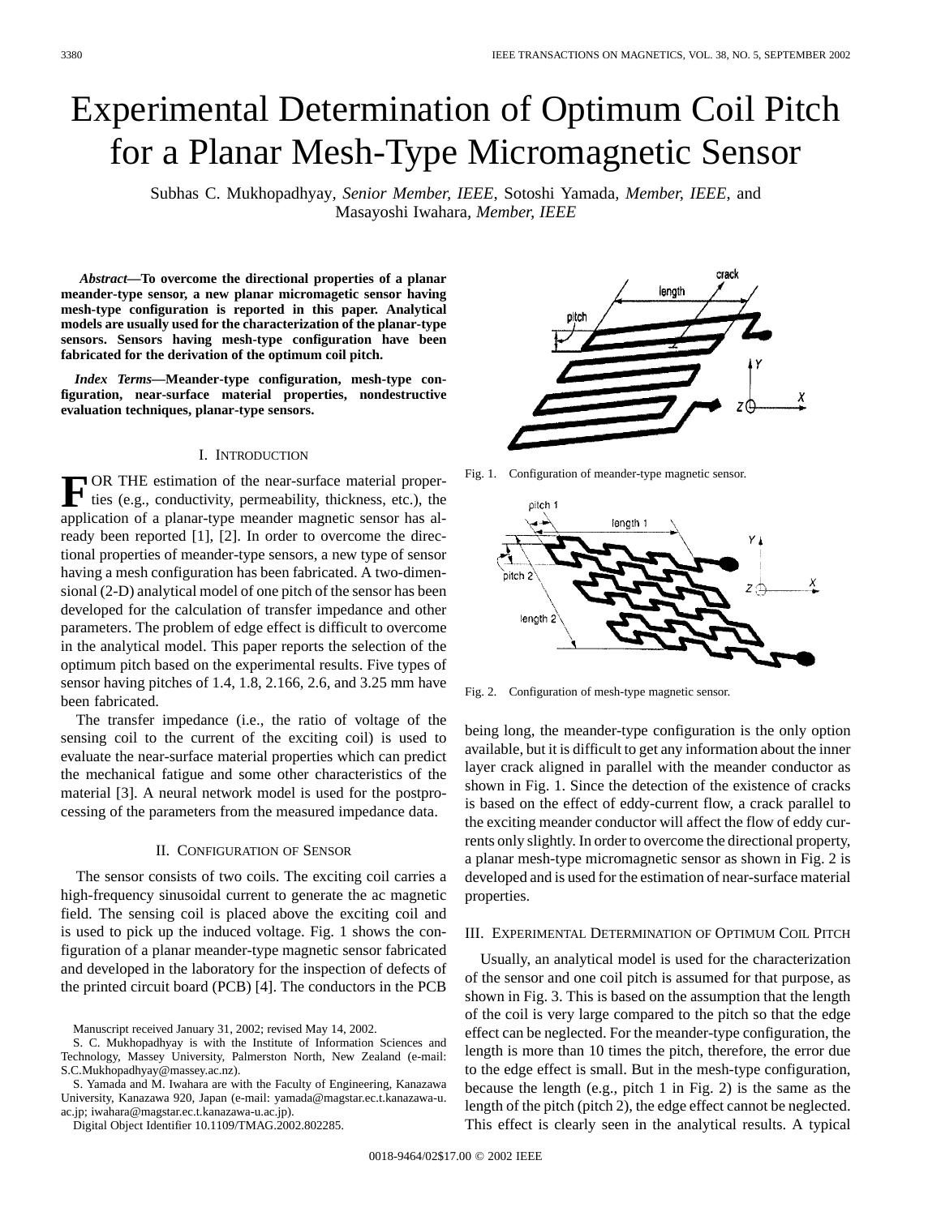# Experimental Determination of Optimum Coil Pitch for a Planar Mesh-Type Micromagnetic Sensor

Subhas C. Mukhopadhyay, *Senior Member, IEEE*, Sotoshi Yamada, *Member, IEEE*, and Masayoshi Iwahara, *Member, IEEE*

***Abstract*—To overcome the directional properties of a planar meander-type sensor, a new planar micromagetic sensor having mesh-type configuration is reported in this paper. Analytical models are usually used for the characterization of the planar-type sensors. Sensors having mesh-type configuration have been fabricated for the derivation of the optimum coil pitch.**

***Index Terms*—Meander-type configuration, mesh-type configuration, near-surface material properties, nondestructive evaluation techniques, planar-type sensors.**

## I. Introduction

FOR THE estimation of the near-surface material properties (e.g., conductivity, permeability, thickness, etc.), the application of a planar-type meander magnetic sensor has already been reported [1], [2]. In order to overcome the directional properties of meander-type sensors, a new type of sensor having a mesh configuration has been fabricated. A two-dimensional (2-D) analytical model of one pitch of the sensor has been developed for the calculation of transfer impedance and other parameters. The problem of edge effect is difficult to overcome in the analytical model. This paper reports the selection of the optimum pitch based on the experimental results. Five types of sensor having pitches of 1.4, 1.8, 2.166, 2.6, and 3.25 mm have been fabricated.

The transfer impedance (i.e., the ratio of voltage of the sensing coil to the current of the exciting coil) is used to evaluate the near-surface material properties which can predict the mechanical fatigue and some other characteristics of the material [3]. A neural network model is used for the postprocessing of the parameters from the measured impedance data.

## II. Configuration of Sensor

The sensor consists of two coils. The exciting coil carries a high-frequency sinusoidal current to generate the ac magnetic field. The sensing coil is placed above the exciting coil and is used to pick up the induced voltage. Fig. 1 shows the configuration of a planar meander-type magnetic sensor fabricated and developed in the laboratory for the inspection of defects of the printed circuit board (PCB) [4]. The conductors in the PCB being long, the meander-type configuration is the only option available, but it is difficult to get any information about the inner layer crack aligned in parallel with the meander conductor as shown in Fig. 1. Since the detection of the existence of cracks is based on the effect of eddy-current flow, a crack parallel to the exciting meander conductor will affect the flow of eddy currents only slightly. In order to overcome the directional property, a planar mesh-type micromagnetic sensor as shown in Fig. 2 is developed and is used for the estimation of near-surface material properties.

Fig. 1. Configuration of meander-type magnetic sensor.

Fig. 2. Configuration of mesh-type magnetic sensor.

## III. Experimental Determination of Optimum Coil Pitch

Usually, an analytical model is used for the characterization of the sensor and one coil pitch is assumed for that purpose, as shown in Fig. 3. This is based on the assumption that the length of the coil is very large compared to the pitch so that the edge effect can be neglected. For the meander-type configuration, the length is more than 10 times the pitch, therefore, the error due to the edge effect is small. But in the mesh-type configuration, because the length (e.g., pitch 1 in Fig. 2) is the same as the length of the pitch (pitch 2), the edge effect cannot be neglected. This effect is clearly seen in the analytical results. A typical

---

Manuscript received January 31, 2002; revised May 14, 2002.

S. C. Mukhopadhyay is with the Institute of Information Sciences and Technology, Massey University, Palmerston North, New Zealand (e-mail: S.C.Mukhopadhyay@massey.ac.nz).

S. Yamada and M. Iwahara are with the Faculty of Engineering, Kanazawa University, Kanazawa 920, Japan (e-mail: yamada@magstar.ec.t.kanazawa-u.ac.jp; iwahara@magstar.ec.t.kanazawa-u.ac.jp).

Digital Object Identifier 10.1109/TMAG.2002.802285.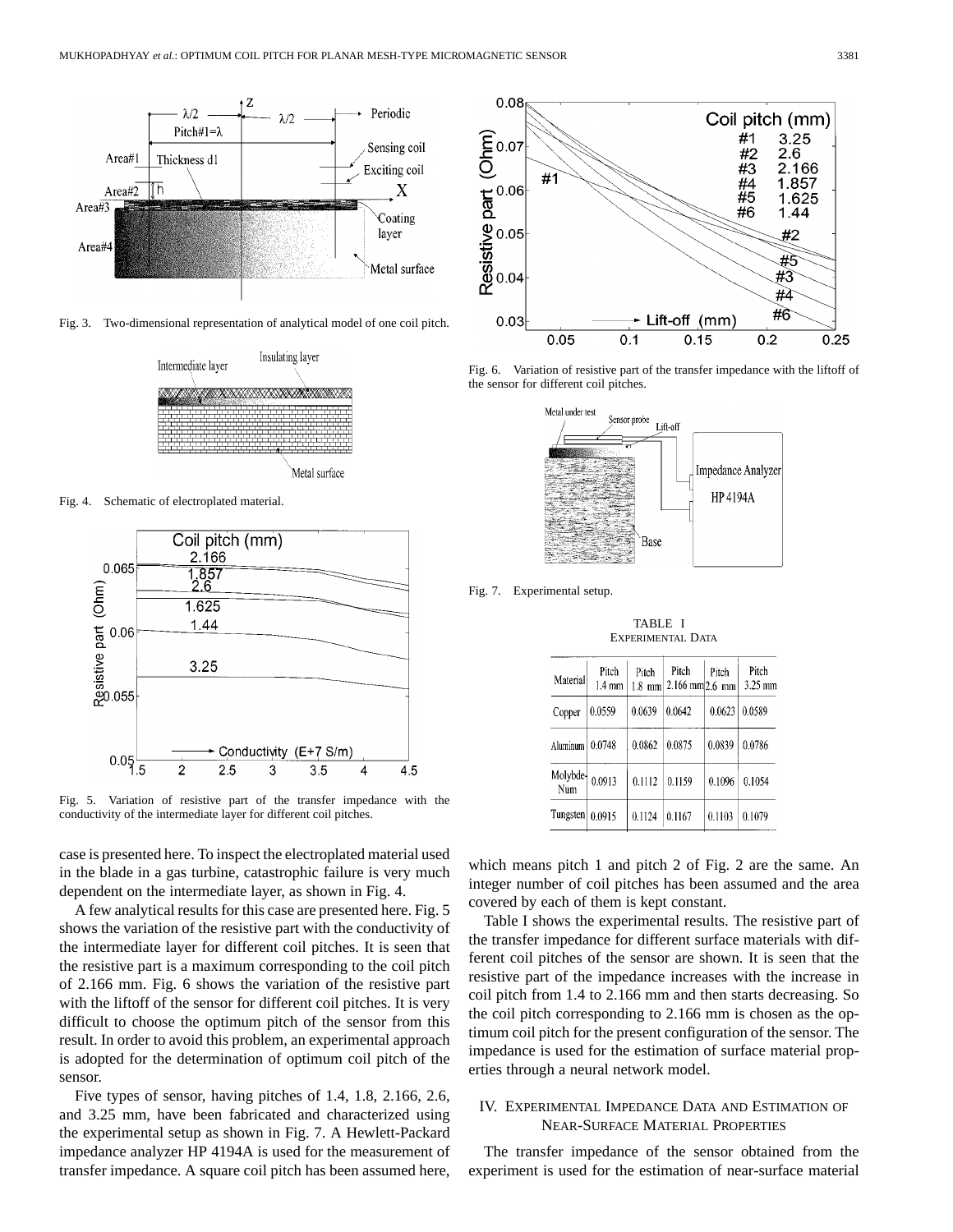Fig. 3. Two-dimensional representation of analytical model of one coil pitch.

Fig. 4. Schematic of electroplated material.

Fig. 5. Variation of resistive part of the transfer impedance with the conductivity of the intermediate layer for different coil pitches.

case is presented here. To inspect the electroplated material used in the blade in a gas turbine, catastrophic failure is very much dependent on the intermediate layer, as shown in Fig. 4.

A few analytical results for this case are presented here. Fig. 5 shows the variation of the resistive part with the conductivity of the intermediate layer for different coil pitches. It is seen that the resistive part is a maximum corresponding to the coil pitch of 2.166 mm. Fig. 6 shows the variation of the resistive part with the liftoff of the sensor for different coil pitches. It is very difficult to choose the optimum pitch of the sensor from this result. In order to avoid this problem, an experimental approach is adopted for the determination of optimum coil pitch of the sensor.

Five types of sensor, having pitches of 1.4, 1.8, 2.166, 2.6, and 3.25 mm, have been fabricated and characterized using the experimental setup as shown in Fig. 7. A Hewlett-Packard impedance analyzer HP 4194A is used for the measurement of transfer impedance. A square coil pitch has been assumed here, which means pitch 1 and pitch 2 of Fig. 2 are the same. An integer number of coil pitches has been assumed and the area covered by each of them is kept constant.

Fig. 6. Variation of resistive part of the transfer impedance with the liftoff of the sensor for different coil pitches.

Fig. 7. Experimental setup.

TABLE I
EXPERIMENTAL DATA

| Material | Pitch 1.4 mm | Pitch 1.8 mm | Pitch 2.166 mm | Pitch 2.6 mm | Pitch 3.25 mm |
|---|---|---|---|---|---|
| Copper | 0.0559 | 0.0639 | 0.0642 | 0.0623 | 0.0589 |
| Aluminum | 0.0748 | 0.0862 | 0.0875 | 0.0839 | 0.0786 |
| Molybdenum | 0.0913 | 0.1112 | 0.1159 | 0.1096 | 0.1054 |
| Tungsten | 0.0915 | 0.1124 | 0.1167 | 0.1103 | 0.1079 |

Table I shows the experimental results. The resistive part of the transfer impedance for different surface materials with different coil pitches of the sensor are shown. It is seen that the resistive part of the impedance increases with the increase in coil pitch from 1.4 to 2.166 mm and then starts decreasing. So the coil pitch corresponding to 2.166 mm is chosen as the optimum coil pitch for the present configuration of the sensor. The impedance is used for the estimation of surface material properties through a neural network model.

## IV. Experimental Impedance Data and Estimation of Near-Surface Material Properties

The transfer impedance of the sensor obtained from the experiment is used for the estimation of near-surface material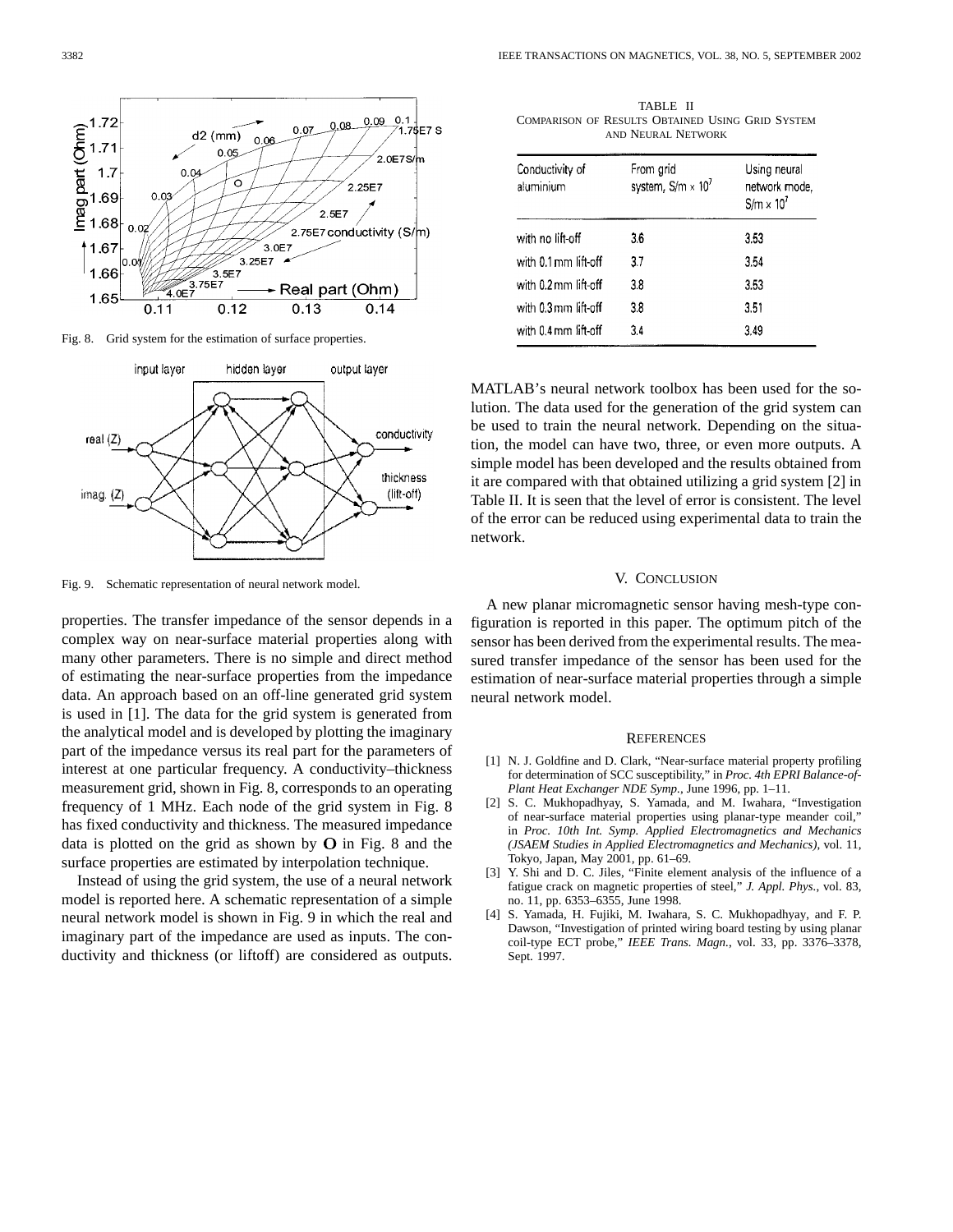Fig. 8. Grid system for the estimation of surface properties.

Fig. 9. Schematic representation of neural network model.

properties. The transfer impedance of the sensor depends in a complex way on near-surface material properties along with many other parameters. There is no simple and direct method of estimating the near-surface properties from the impedance data. An approach based on an off-line generated grid system is used in [1]. The data for the grid system is generated from the analytical model and is developed by plotting the imaginary part of the impedance versus its real part for the parameters of interest at one particular frequency. A conductivity–thickness measurement grid, shown in Fig. 8, corresponds to an operating frequency of 1 MHz. Each node of the grid system in Fig. 8 has fixed conductivity and thickness. The measured impedance data is plotted on the grid as shown by **O** in Fig. 8 and the surface properties are estimated by interpolation technique.

Instead of using the grid system, the use of a neural network model is reported here. A schematic representation of a simple neural network model is shown in Fig. 9 in which the real and imaginary part of the impedance are used as inputs. The conductivity and thickness (or liftoff) are considered as outputs.

TABLE II
COMPARISON OF RESULTS OBTAINED USING GRID SYSTEM AND NEURAL NETWORK

| Conductivity of aluminium | From grid system, S/m $\times 10^7$ | Using neural network mode, S/m $\times 10^7$ |
|---|---|---|
| with no lift-off | 3.6 | 3.53 |
| with 0.1 mm lift-off | 3.7 | 3.54 |
| with 0.2 mm lift-off | 3.8 | 3.53 |
| with 0.3 mm lift-off | 3.8 | 3.51 |
| with 0.4 mm lift-off | 3.4 | 3.49 |

MATLAB's neural network toolbox has been used for the solution. The data used for the generation of the grid system can be used to train the neural network. Depending on the situation, the model can have two, three, or even more outputs. A simple model has been developed and the results obtained from it are compared with that obtained utilizing a grid system [2] in Table II. It is seen that the level of error is consistent. The level of the error can be reduced using experimental data to train the network.

## V. CONCLUSION

A new planar micromagnetic sensor having mesh-type configuration is reported in this paper. The optimum pitch of the sensor has been derived from the experimental results. The measured transfer impedance of the sensor has been used for the estimation of near-surface material properties through a simple neural network model.

## REFERENCES

[1] N. J. Goldfine and D. Clark, "Near-surface material property profiling for determination of SCC susceptibility," in *Proc. 4th EPRI Balance-of-Plant Heat Exchanger NDE Symp.*, June 1996, pp. 1–11.

[2] S. C. Mukhopadhyay, S. Yamada, and M. Iwahara, "Investigation of near-surface material properties using planar-type meander coil," in *Proc. 10th Int. Symp. Applied Electromagnetics and Mechanics (JSAEM Studies in Applied Electromagnetics and Mechanics)*, vol. 11, Tokyo, Japan, May 2001, pp. 61–69.

[3] Y. Shi and D. C. Jiles, "Finite element analysis of the influence of a fatigue crack on magnetic properties of steel," *J. Appl. Phys.*, vol. 83, no. 11, pp. 6353–6355, June 1998.

[4] S. Yamada, H. Fujiki, M. Iwahara, S. C. Mukhopadhyay, and F. P. Dawson, "Investigation of printed wiring board testing by using planar coil-type ECT probe," *IEEE Trans. Magn.*, vol. 33, pp. 3376–3378, Sept. 1997.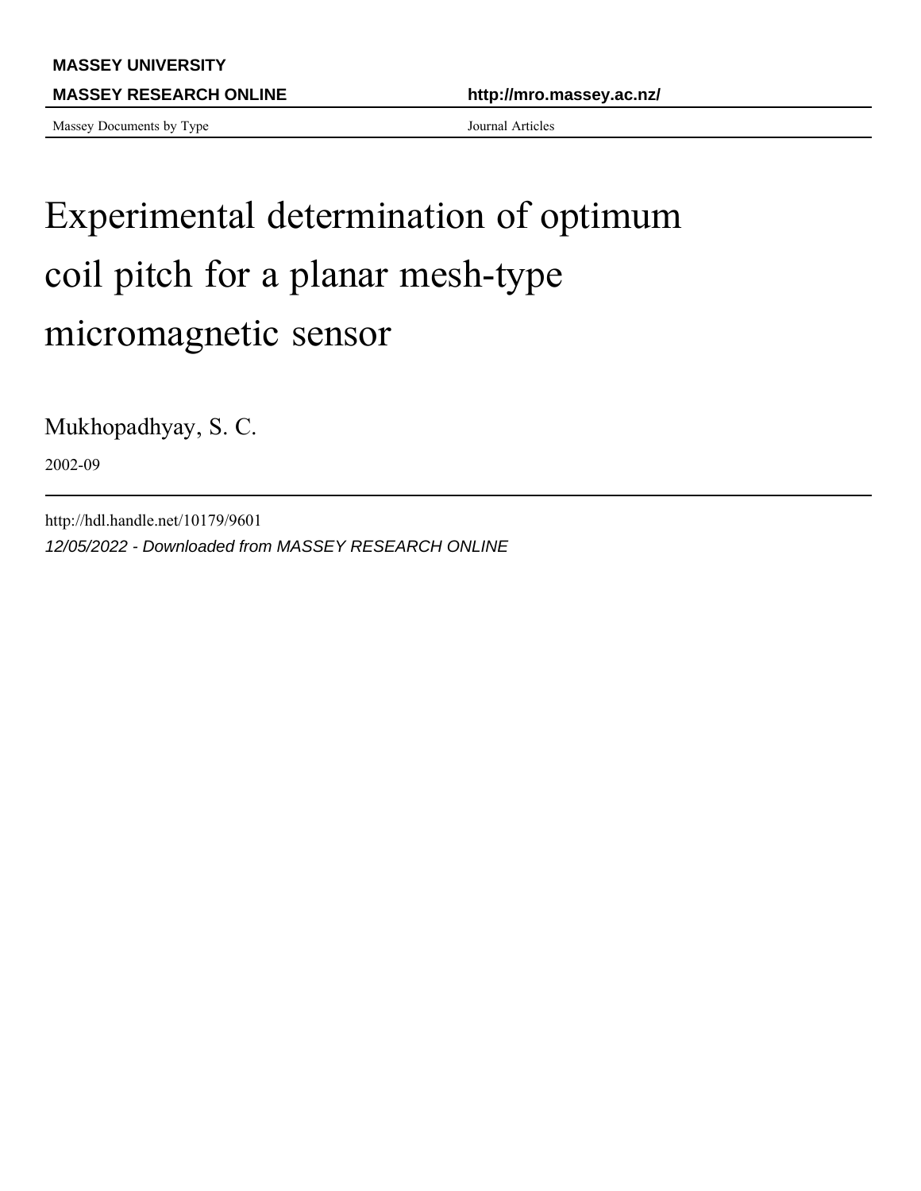MASSEY UNIVERSITY

MASSEY RESEARCH ONLINE http://mro.massey.ac.nz/

Massey Documents by Type Journal Articles

# Experimental determination of optimum coil pitch for a planar mesh-type micromagnetic sensor

Mukhopadhyay, S. C.

2002-09

http://hdl.handle.net/10179/9601

*12/05/2022 - Downloaded from MASSEY RESEARCH ONLINE*